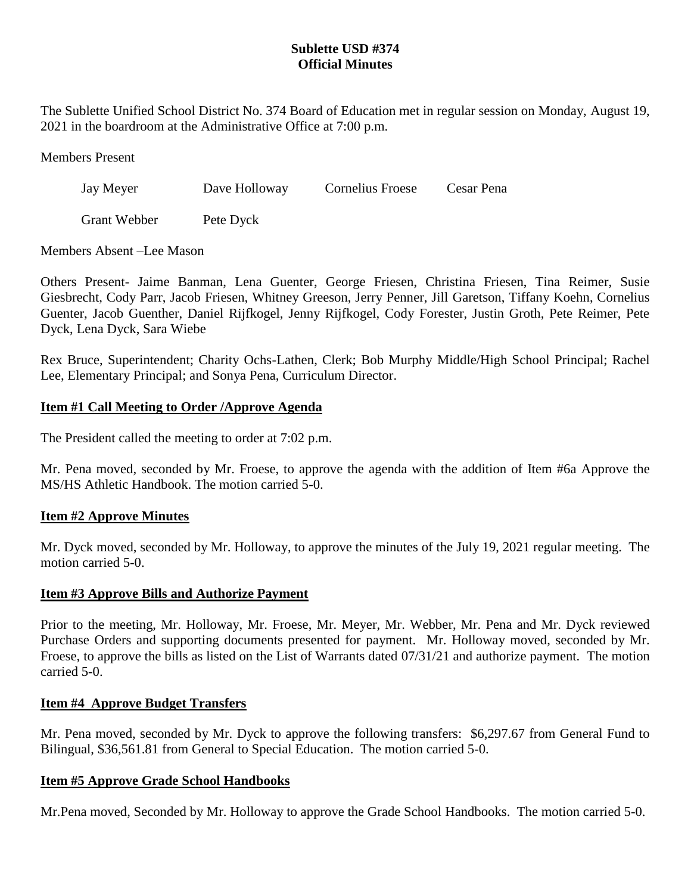**Sublette USD #374**
**Official Minutes**

The Sublette Unified School District No. 374 Board of Education met in regular session on Monday, August 19, 2021 in the boardroom at the Administrative Office at 7:00 p.m.

Members Present

Jay Meyer    Dave Holloway    Cornelius Froese    Cesar Pena

Grant Webber    Pete Dyck

Members Absent –Lee Mason

Others Present- Jaime Banman, Lena Guenter, George Friesen, Christina Friesen, Tina Reimer, Susie Giesbrecht, Cody Parr, Jacob Friesen, Whitney Greeson, Jerry Penner, Jill Garetson, Tiffany Koehn, Cornelius Guenter, Jacob Guenther, Daniel Rijfkogel, Jenny Rijfkogel, Cody Forester, Justin Groth, Pete Reimer, Pete Dyck, Lena Dyck, Sara Wiebe

Rex Bruce, Superintendent; Charity Ochs-Lathen, Clerk; Bob Murphy Middle/High School Principal; Rachel Lee, Elementary Principal; and Sonya Pena, Curriculum Director.

**Item #1 Call Meeting to Order /Approve Agenda**

The President called the meeting to order at 7:02 p.m.

Mr. Pena moved, seconded by Mr. Froese, to approve the agenda with the addition of Item #6a Approve the MS/HS Athletic Handbook. The motion carried 5-0.

**Item #2 Approve Minutes**

Mr. Dyck moved, seconded by Mr. Holloway, to approve the minutes of the July 19, 2021 regular meeting. The motion carried 5-0.

**Item #3 Approve Bills and Authorize Payment**

Prior to the meeting, Mr. Holloway, Mr. Froese, Mr. Meyer, Mr. Webber, Mr. Pena and Mr. Dyck reviewed Purchase Orders and supporting documents presented for payment. Mr. Holloway moved, seconded by Mr. Froese, to approve the bills as listed on the List of Warrants dated 07/31/21 and authorize payment. The motion carried 5-0.

**Item #4 Approve Budget Transfers**

Mr. Pena moved, seconded by Mr. Dyck to approve the following transfers: $6,297.67 from General Fund to Bilingual, $36,561.81 from General to Special Education. The motion carried 5-0.

**Item #5 Approve Grade School Handbooks**

Mr.Pena moved, Seconded by Mr. Holloway to approve the Grade School Handbooks. The motion carried 5-0.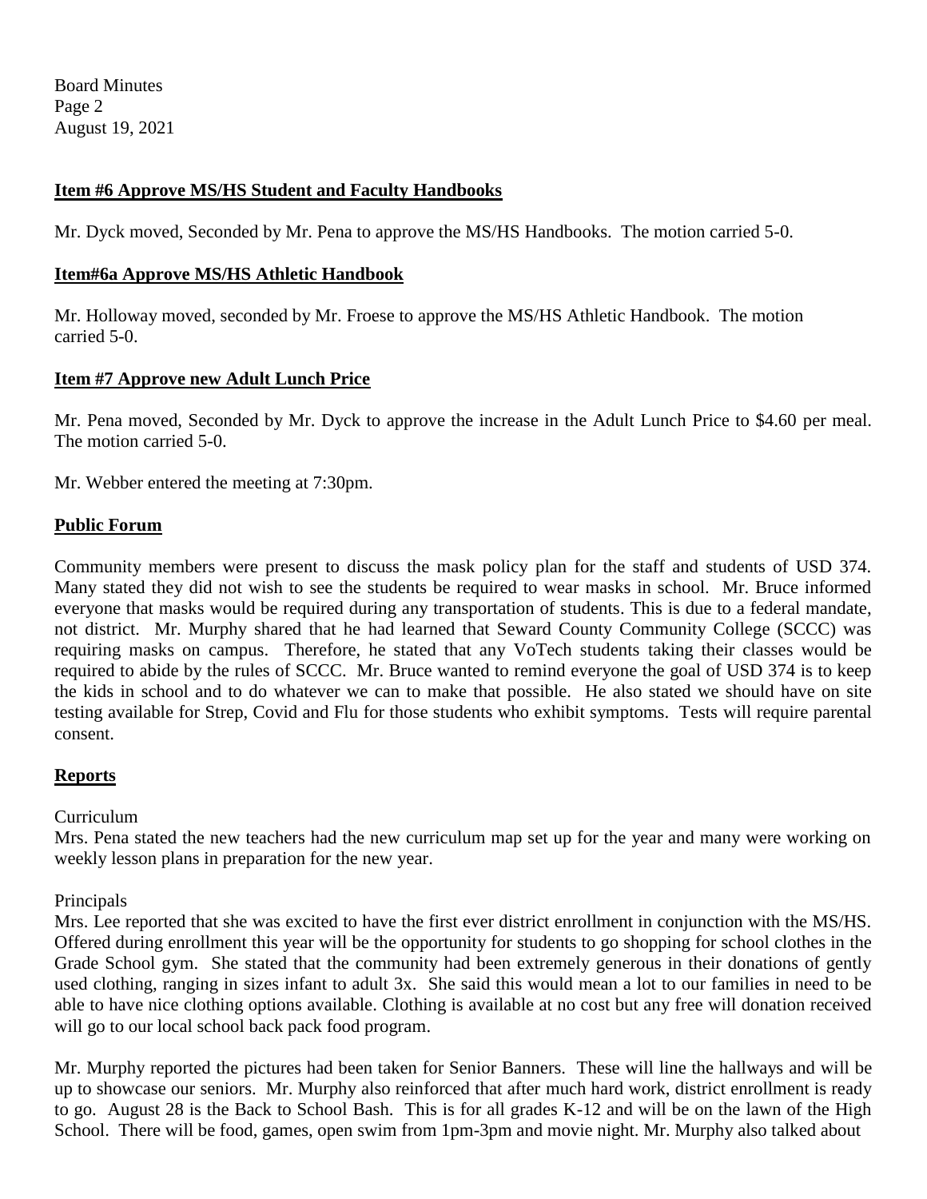**Item #6 Approve MS/HS Student and Faculty Handbooks**

Mr. Dyck moved, Seconded by Mr. Pena to approve the MS/HS Handbooks. The motion carried 5-0.

**Item#6a Approve MS/HS Athletic Handbook**

Mr. Holloway moved, seconded by Mr. Froese to approve the MS/HS Athletic Handbook. The motion carried 5-0.

**Item #7 Approve new Adult Lunch Price**

Mr. Pena moved, Seconded by Mr. Dyck to approve the increase in the Adult Lunch Price to $4.60 per meal. The motion carried 5-0.

Mr. Webber entered the meeting at 7:30pm.

**Public Forum**

Community members were present to discuss the mask policy plan for the staff and students of USD 374. Many stated they did not wish to see the students be required to wear masks in school. Mr. Bruce informed everyone that masks would be required during any transportation of students. This is due to a federal mandate, not district. Mr. Murphy shared that he had learned that Seward County Community College (SCCC) was requiring masks on campus. Therefore, he stated that any VoTech students taking their classes would be required to abide by the rules of SCCC. Mr. Bruce wanted to remind everyone the goal of USD 374 is to keep the kids in school and to do whatever we can to make that possible. He also stated we should have on site testing available for Strep, Covid and Flu for those students who exhibit symptoms. Tests will require parental consent.

**Reports**

Curriculum

Mrs. Pena stated the new teachers had the new curriculum map set up for the year and many were working on weekly lesson plans in preparation for the new year.

Principals

Mrs. Lee reported that she was excited to have the first ever district enrollment in conjunction with the MS/HS. Offered during enrollment this year will be the opportunity for students to go shopping for school clothes in the Grade School gym. She stated that the community had been extremely generous in their donations of gently used clothing, ranging in sizes infant to adult 3x. She said this would mean a lot to our families in need to be able to have nice clothing options available. Clothing is available at no cost but any free will donation received will go to our local school back pack food program.

Mr. Murphy reported the pictures had been taken for Senior Banners. These will line the hallways and will be up to showcase our seniors. Mr. Murphy also reinforced that after much hard work, district enrollment is ready to go. August 28 is the Back to School Bash. This is for all grades K-12 and will be on the lawn of the High School. There will be food, games, open swim from 1pm-3pm and movie night. Mr. Murphy also talked about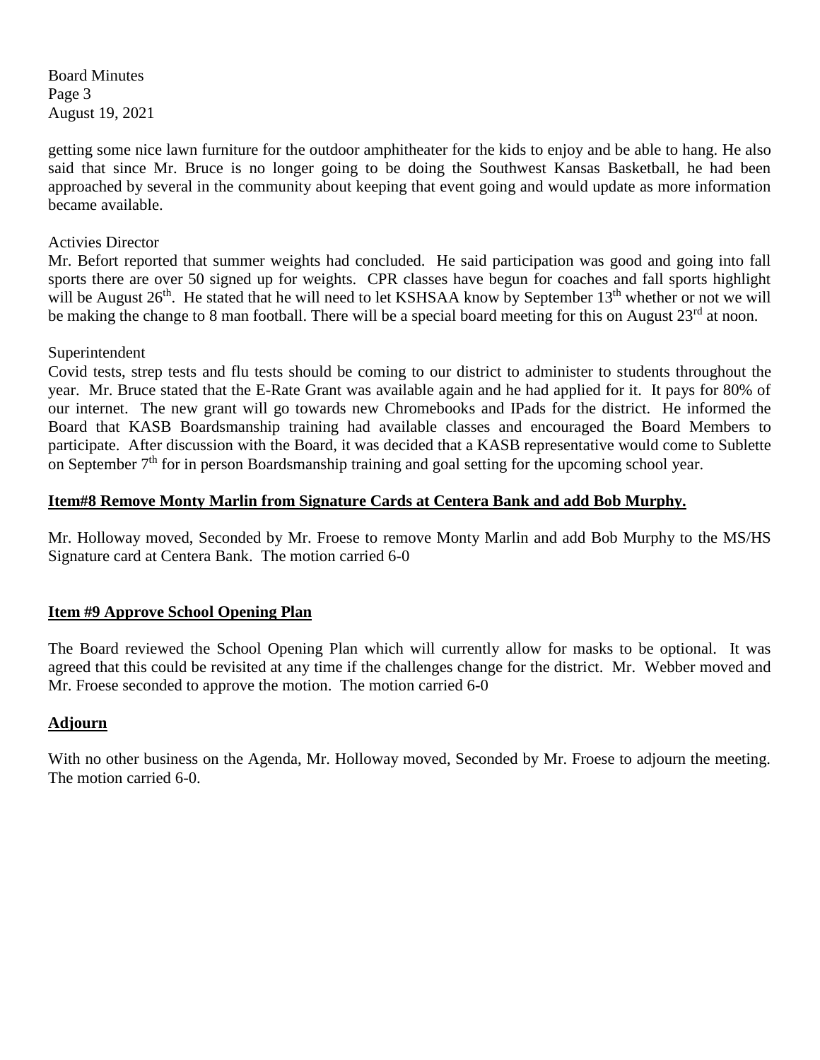getting some nice lawn furniture for the outdoor amphitheater for the kids to enjoy and be able to hang. He also said that since Mr. Bruce is no longer going to be doing the Southwest Kansas Basketball, he had been approached by several in the community about keeping that event going and would update as more information became available.

Activies Director

Mr. Befort reported that summer weights had concluded. He said participation was good and going into fall sports there are over 50 signed up for weights. CPR classes have begun for coaches and fall sports highlight will be August 26th. He stated that he will need to let KSHSAA know by September 13th whether or not we will be making the change to 8 man football. There will be a special board meeting for this on August 23rd at noon.

Superintendent

Covid tests, strep tests and flu tests should be coming to our district to administer to students throughout the year. Mr. Bruce stated that the E-Rate Grant was available again and he had applied for it. It pays for 80% of our internet. The new grant will go towards new Chromebooks and IPads for the district. He informed the Board that KASB Boardsmanship training had available classes and encouraged the Board Members to participate. After discussion with the Board, it was decided that a KASB representative would come to Sublette on September 7th for in person Boardsmanship training and goal setting for the upcoming school year.

**Item#8 Remove Monty Marlin from Signature Cards at Centera Bank and add Bob Murphy.**

Mr. Holloway moved, Seconded by Mr. Froese to remove Monty Marlin and add Bob Murphy to the MS/HS Signature card at Centera Bank. The motion carried 6-0

**Item #9 Approve School Opening Plan**

The Board reviewed the School Opening Plan which will currently allow for masks to be optional. It was agreed that this could be revisited at any time if the challenges change for the district. Mr. Webber moved and Mr. Froese seconded to approve the motion. The motion carried 6-0

**Adjourn**

With no other business on the Agenda, Mr. Holloway moved, Seconded by Mr. Froese to adjourn the meeting. The motion carried 6-0.